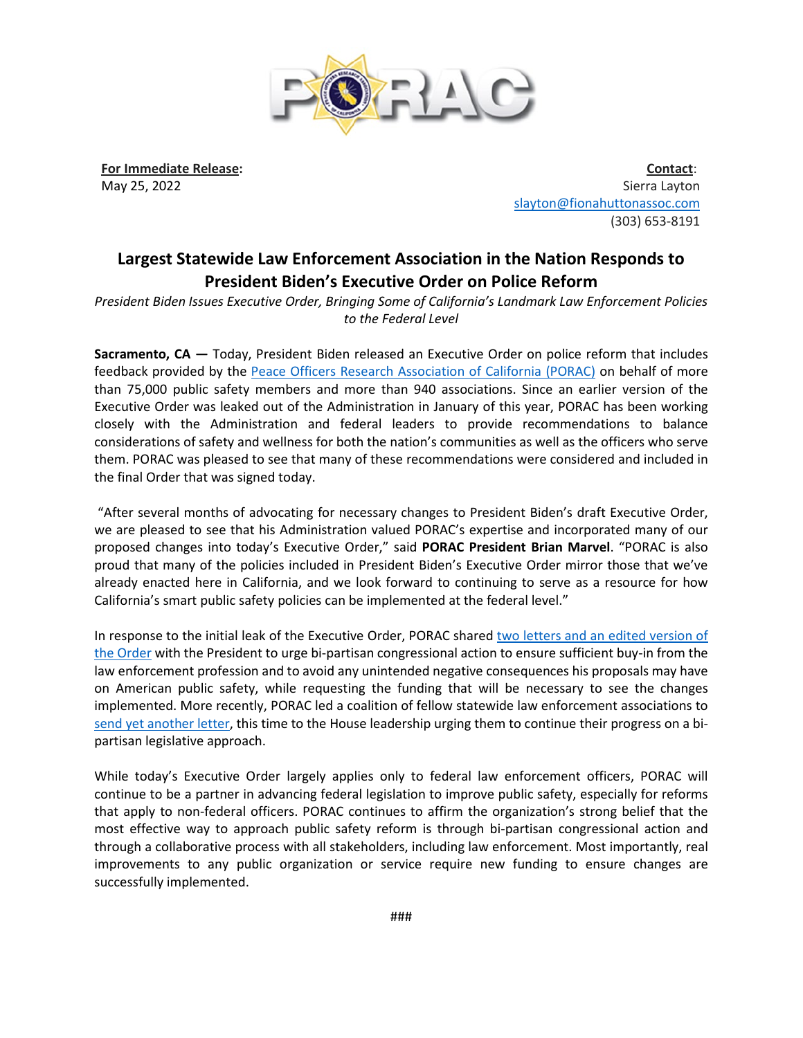**For Immediate Release:**
May 25, 2022

**Contact:**
Sierra Layton
slayton@fionahuttonassoc.com
(303) 653-8191

# Largest Statewide Law Enforcement Association in the Nation Responds to President Biden's Executive Order on Police Reform

*President Biden Issues Executive Order, Bringing Some of California's Landmark Law Enforcement Policies to the Federal Level*

**Sacramento, CA —** Today, President Biden released an Executive Order on police reform that includes feedback provided by the Peace Officers Research Association of California (PORAC) on behalf of more than 75,000 public safety members and more than 940 associations. Since an earlier version of the Executive Order was leaked out of the Administration in January of this year, PORAC has been working closely with the Administration and federal leaders to provide recommendations to balance considerations of safety and wellness for both the nation's communities as well as the officers who serve them. PORAC was pleased to see that many of these recommendations were considered and included in the final Order that was signed today.

"After several months of advocating for necessary changes to President Biden's draft Executive Order, we are pleased to see that his Administration valued PORAC's expertise and incorporated many of our proposed changes into today's Executive Order," said **PORAC President Brian Marvel**. "PORAC is also proud that many of the policies included in President Biden's Executive Order mirror those that we've already enacted here in California, and we look forward to continuing to serve as a resource for how California's smart public safety policies can be implemented at the federal level."

In response to the initial leak of the Executive Order, PORAC shared two letters and an edited version of the Order with the President to urge bi-partisan congressional action to ensure sufficient buy-in from the law enforcement profession and to avoid any unintended negative consequences his proposals may have on American public safety, while requesting the funding that will be necessary to see the changes implemented. More recently, PORAC led a coalition of fellow statewide law enforcement associations to send yet another letter, this time to the House leadership urging them to continue their progress on a bi-partisan legislative approach.

While today's Executive Order largely applies only to federal law enforcement officers, PORAC will continue to be a partner in advancing federal legislation to improve public safety, especially for reforms that apply to non-federal officers. PORAC continues to affirm the organization's strong belief that the most effective way to approach public safety reform is through bi-partisan congressional action and through a collaborative process with all stakeholders, including law enforcement. Most importantly, real improvements to any public organization or service require new funding to ensure changes are successfully implemented.

###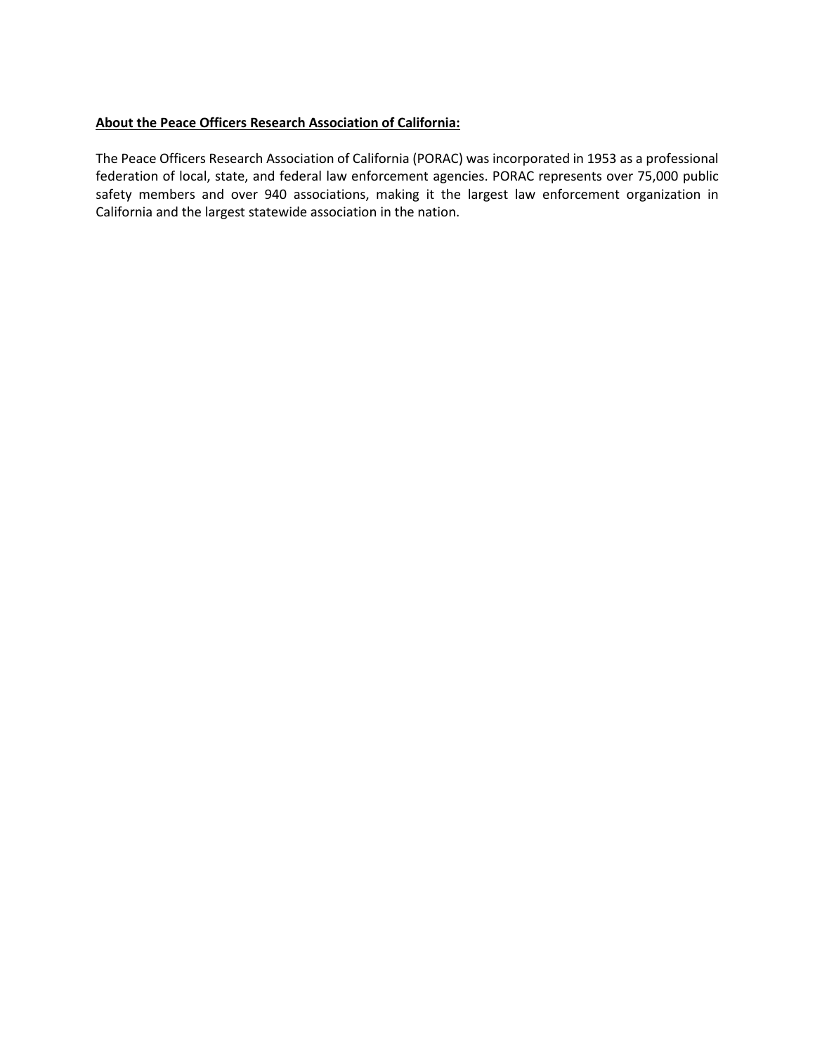**About the Peace Officers Research Association of California:**

The Peace Officers Research Association of California (PORAC) was incorporated in 1953 as a professional federation of local, state, and federal law enforcement agencies. PORAC represents over 75,000 public safety members and over 940 associations, making it the largest law enforcement organization in California and the largest statewide association in the nation.